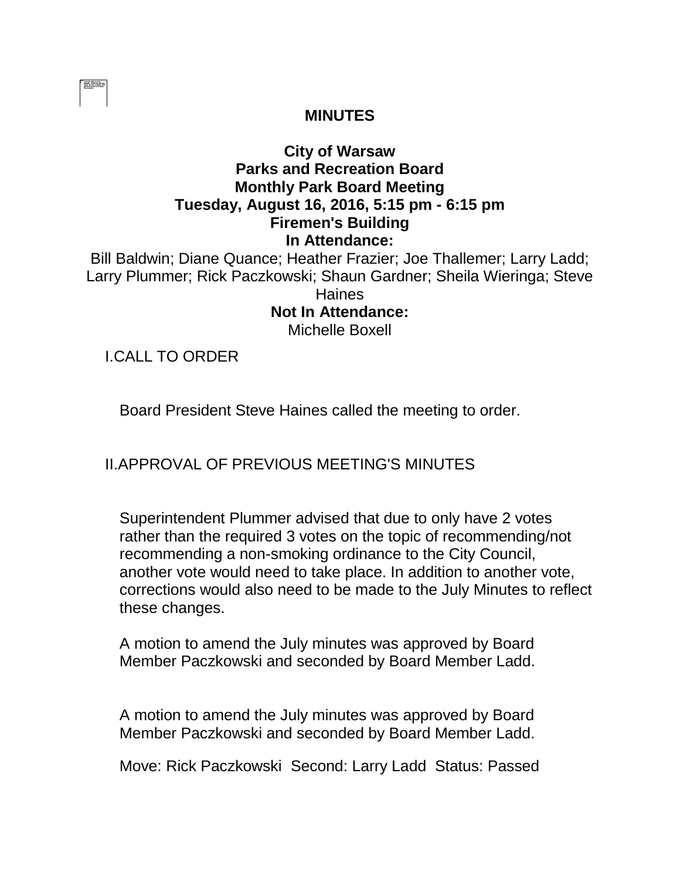# MINUTES

**City of Warsaw**
**Parks and Recreation Board**
**Monthly Park Board Meeting**
**Tuesday, August 16, 2016, 5:15 pm - 6:15 pm**
**Firemen's Building**

**In Attendance:**

Bill Baldwin; Diane Quance; Heather Frazier; Joe Thallemer; Larry Ladd; Larry Plummer; Rick Paczkowski; Shaun Gardner; Sheila Wieringa; Steve Haines

**Not In Attendance:**

Michelle Boxell

I. CALL TO ORDER

Board President Steve Haines called the meeting to order.

II. APPROVAL OF PREVIOUS MEETING'S MINUTES

Superintendent Plummer advised that due to only have 2 votes rather than the required 3 votes on the topic of recommending/not recommending a non-smoking ordinance to the City Council, another vote would need to take place. In addition to another vote, corrections would also need to be made to the July Minutes to reflect these changes.

A motion to amend the July minutes was approved by Board Member Paczkowski and seconded by Board Member Ladd.

A motion to amend the July minutes was approved by Board Member Paczkowski and seconded by Board Member Ladd.

Move: Rick Paczkowski  Second: Larry Ladd  Status: Passed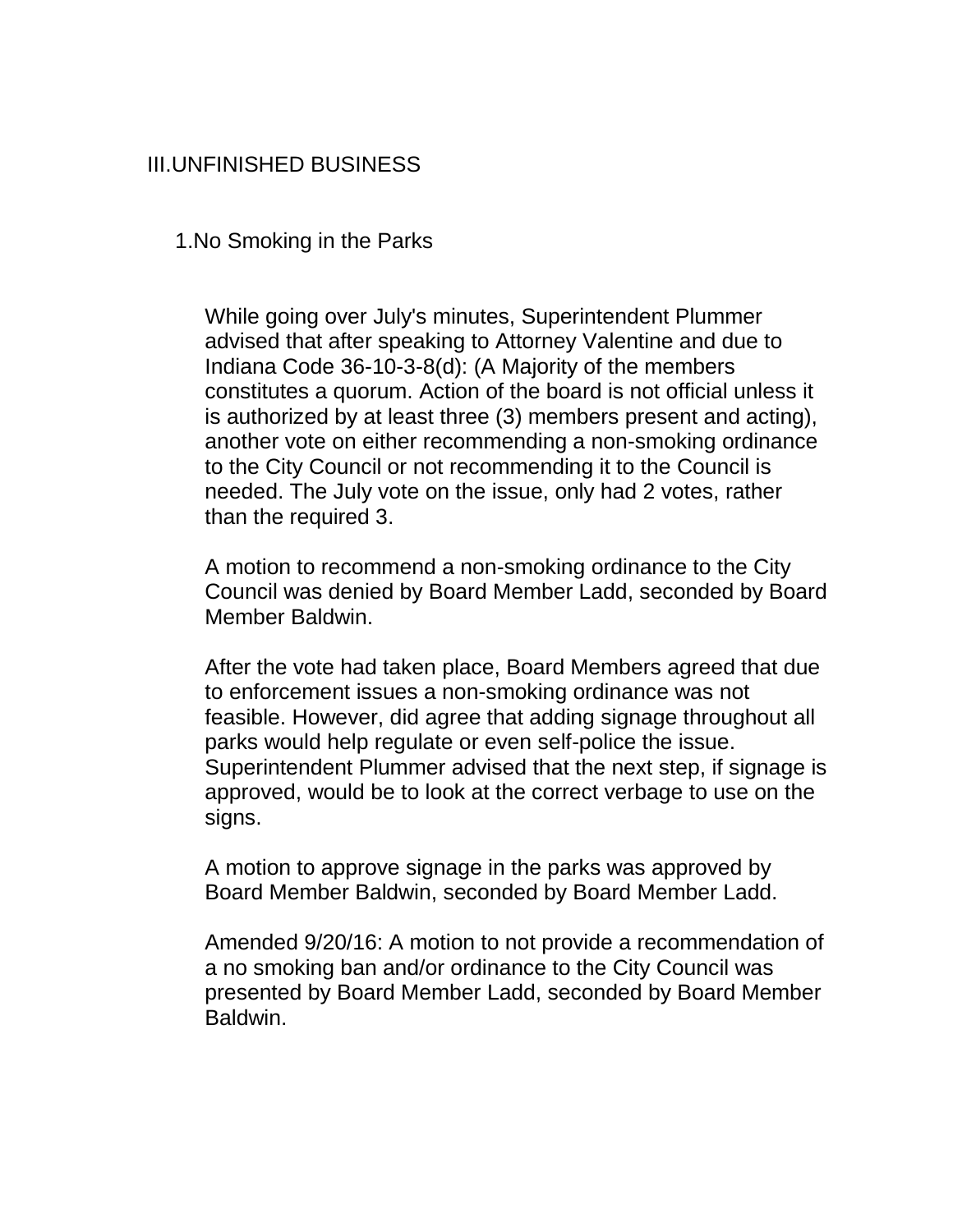## III.UNFINISHED BUSINESS

### 1.No Smoking in the Parks

While going over July's minutes, Superintendent Plummer advised that after speaking to Attorney Valentine and due to Indiana Code 36-10-3-8(d): (A Majority of the members constitutes a quorum. Action of the board is not official unless it is authorized by at least three (3) members present and acting), another vote on either recommending a non-smoking ordinance to the City Council or not recommending it to the Council is needed. The July vote on the issue, only had 2 votes, rather than the required 3.

A motion to recommend a non-smoking ordinance to the City Council was denied by Board Member Ladd, seconded by Board Member Baldwin.

After the vote had taken place, Board Members agreed that due to enforcement issues a non-smoking ordinance was not feasible. However, did agree that adding signage throughout all parks would help regulate or even self-police the issue. Superintendent Plummer advised that the next step, if signage is approved, would be to look at the correct verbage to use on the signs.

A motion to approve signage in the parks was approved by Board Member Baldwin, seconded by Board Member Ladd.

Amended 9/20/16: A motion to not provide a recommendation of a no smoking ban and/or ordinance to the City Council was presented by Board Member Ladd, seconded by Board Member Baldwin.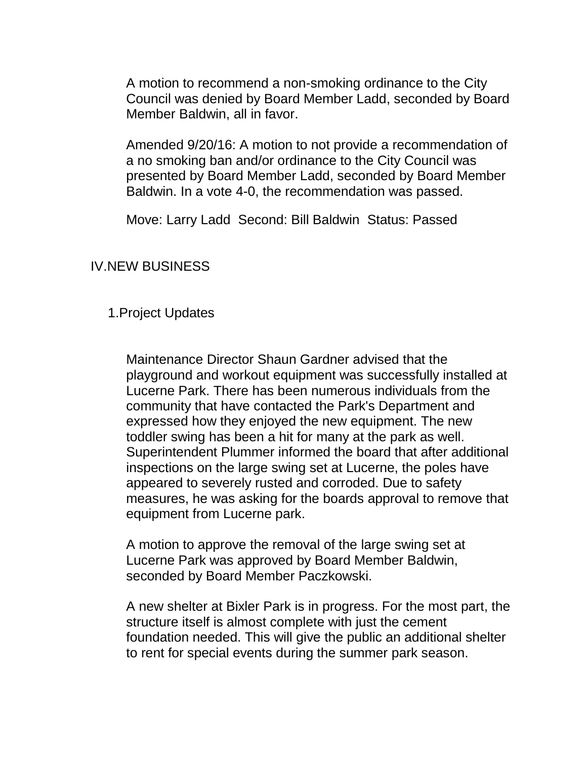A motion to recommend a non-smoking ordinance to the City Council was denied by Board Member Ladd, seconded by Board Member Baldwin, all in favor.

Amended 9/20/16: A motion to not provide a recommendation of a no smoking ban and/or ordinance to the City Council was presented by Board Member Ladd, seconded by Board Member Baldwin. In a vote 4-0, the recommendation was passed.

Move: Larry Ladd Second: Bill Baldwin Status: Passed

## IV. NEW BUSINESS

### 1. Project Updates

Maintenance Director Shaun Gardner advised that the playground and workout equipment was successfully installed at Lucerne Park. There has been numerous individuals from the community that have contacted the Park's Department and expressed how they enjoyed the new equipment. The new toddler swing has been a hit for many at the park as well. Superintendent Plummer informed the board that after additional inspections on the large swing set at Lucerne, the poles have appeared to severely rusted and corroded. Due to safety measures, he was asking for the boards approval to remove that equipment from Lucerne park.

A motion to approve the removal of the large swing set at Lucerne Park was approved by Board Member Baldwin, seconded by Board Member Paczkowski.

A new shelter at Bixler Park is in progress. For the most part, the structure itself is almost complete with just the cement foundation needed. This will give the public an additional shelter to rent for special events during the summer park season.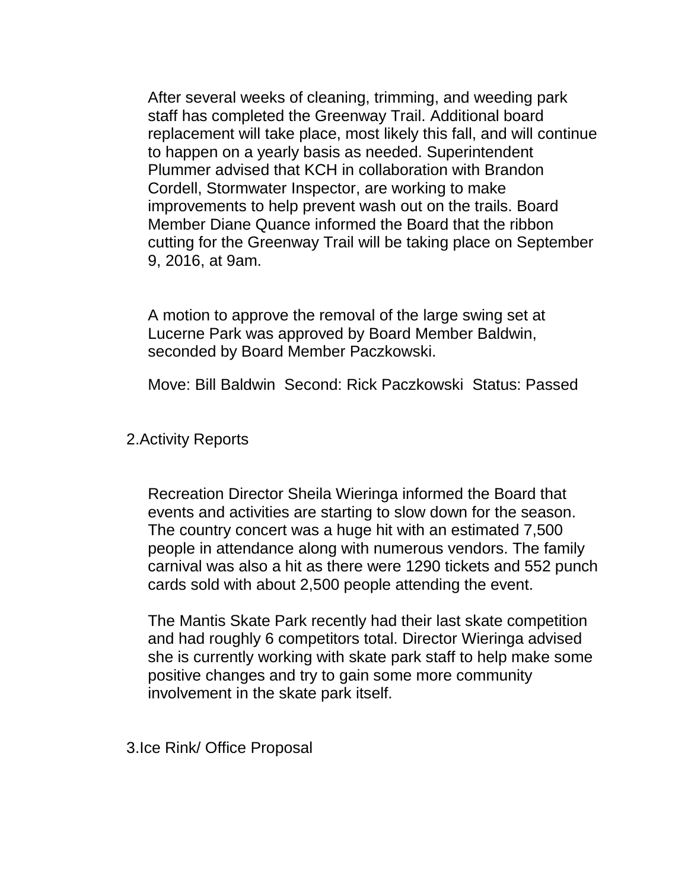After several weeks of cleaning, trimming, and weeding park staff has completed the Greenway Trail. Additional board replacement will take place, most likely this fall, and will continue to happen on a yearly basis as needed. Superintendent Plummer advised that KCH in collaboration with Brandon Cordell, Stormwater Inspector, are working to make improvements to help prevent wash out on the trails. Board Member Diane Quance informed the Board that the ribbon cutting for the Greenway Trail will be taking place on September 9, 2016, at 9am.

A motion to approve the removal of the large swing set at Lucerne Park was approved by Board Member Baldwin, seconded by Board Member Paczkowski.

Move: Bill Baldwin  Second: Rick Paczkowski  Status: Passed

## 2.Activity Reports

Recreation Director Sheila Wieringa informed the Board that events and activities are starting to slow down for the season. The country concert was a huge hit with an estimated 7,500 people in attendance along with numerous vendors. The family carnival was also a hit as there were 1290 tickets and 552 punch cards sold with about 2,500 people attending the event.

The Mantis Skate Park recently had their last skate competition and had roughly 6 competitors total. Director Wieringa advised she is currently working with skate park staff to help make some positive changes and try to gain some more community involvement in the skate park itself.

## 3.Ice Rink/ Office Proposal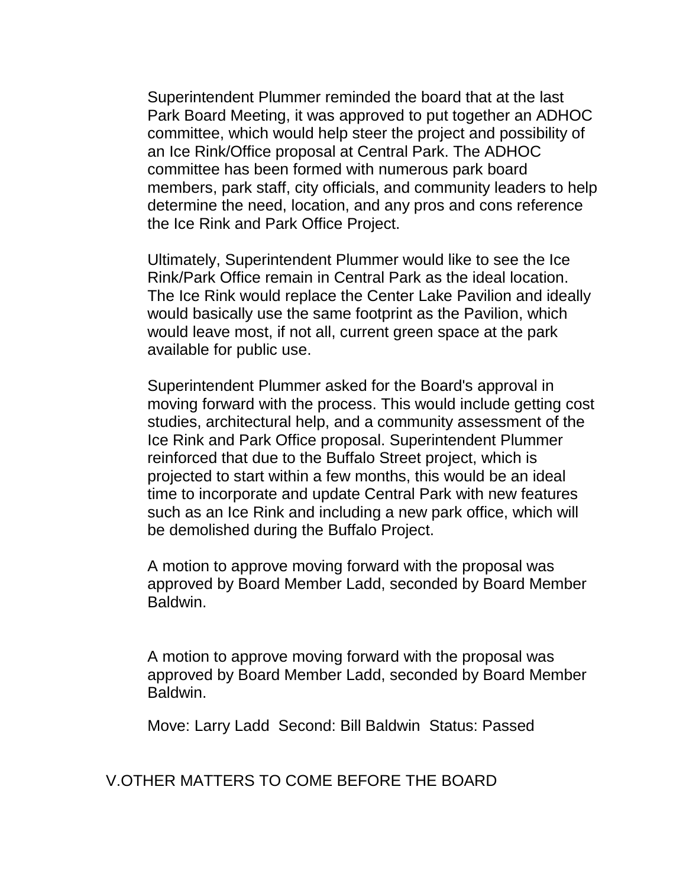Superintendent Plummer reminded the board that at the last Park Board Meeting, it was approved to put together an ADHOC committee, which would help steer the project and possibility of an Ice Rink/Office proposal at Central Park. The ADHOC committee has been formed with numerous park board members, park staff, city officials, and community leaders to help determine the need, location, and any pros and cons reference the Ice Rink and Park Office Project.

Ultimately, Superintendent Plummer would like to see the Ice Rink/Park Office remain in Central Park as the ideal location. The Ice Rink would replace the Center Lake Pavilion and ideally would basically use the same footprint as the Pavilion, which would leave most, if not all, current green space at the park available for public use.

Superintendent Plummer asked for the Board's approval in moving forward with the process. This would include getting cost studies, architectural help, and a community assessment of the Ice Rink and Park Office proposal. Superintendent Plummer reinforced that due to the Buffalo Street project, which is projected to start within a few months, this would be an ideal time to incorporate and update Central Park with new features such as an Ice Rink and including a new park office, which will be demolished during the Buffalo Project.

A motion to approve moving forward with the proposal was approved by Board Member Ladd, seconded by Board Member Baldwin.

A motion to approve moving forward with the proposal was approved by Board Member Ladd, seconded by Board Member Baldwin.

Move: Larry Ladd Second: Bill Baldwin Status: Passed

## V.OTHER MATTERS TO COME BEFORE THE BOARD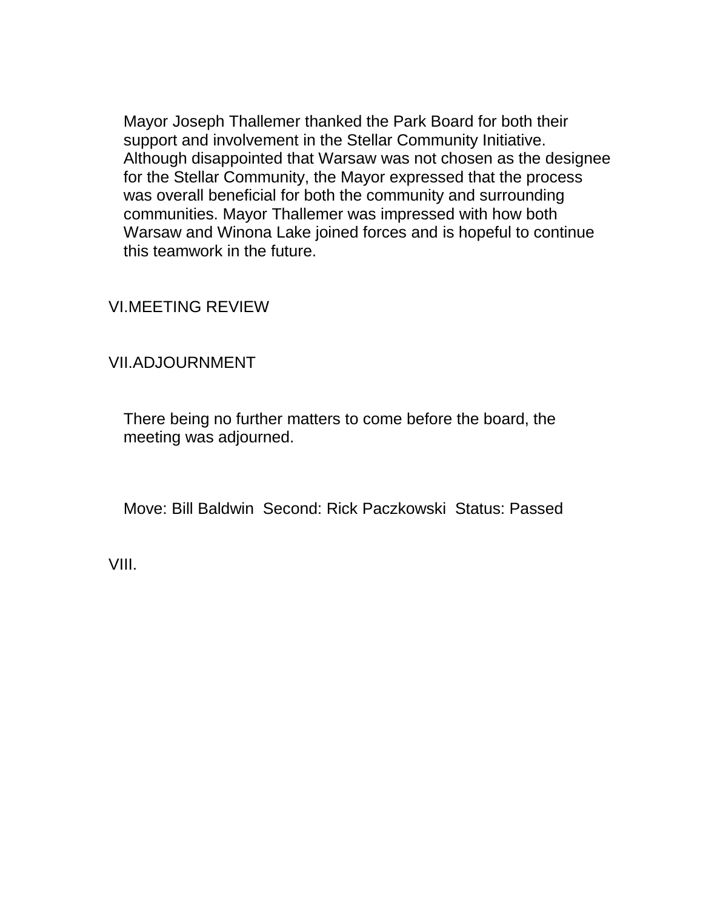Mayor Joseph Thallemer thanked the Park Board for both their support and involvement in the Stellar Community Initiative. Although disappointed that Warsaw was not chosen as the designee for the Stellar Community, the Mayor expressed that the process was overall beneficial for both the community and surrounding communities. Mayor Thallemer was impressed with how both Warsaw and Winona Lake joined forces and is hopeful to continue this teamwork in the future.

VI.MEETING REVIEW

VII.ADJOURNMENT

There being no further matters to come before the board, the meeting was adjourned.

Move: Bill Baldwin Second: Rick Paczkowski Status: Passed

VIII.